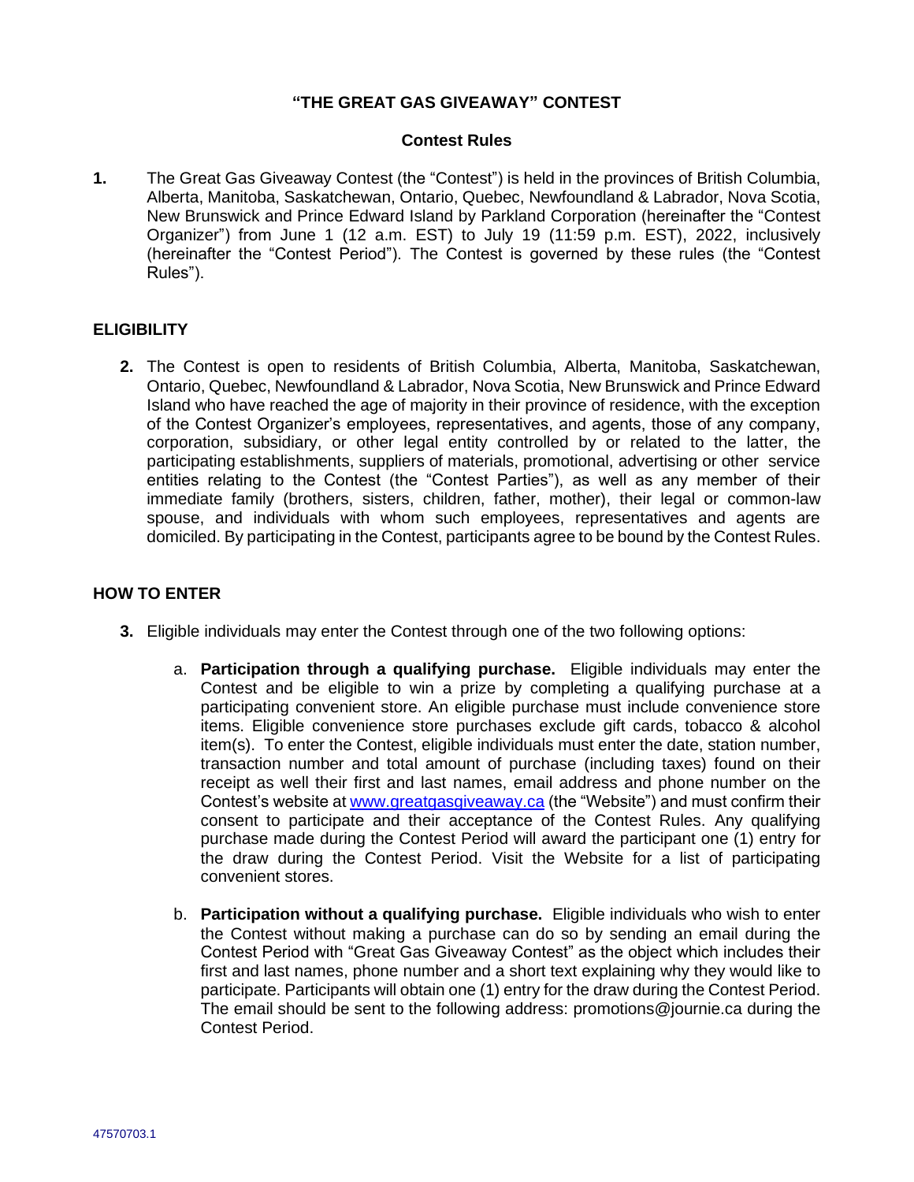# "THE GREAT GAS GIVEAWAY" CONTEST

## Contest Rules

**1.** The Great Gas Giveaway Contest (the "Contest") is held in the provinces of British Columbia, Alberta, Manitoba, Saskatchewan, Ontario, Quebec, Newfoundland & Labrador, Nova Scotia, New Brunswick and Prince Edward Island by Parkland Corporation (hereinafter the "Contest Organizer") from June 1 (12 a.m. EST) to July 19 (11:59 p.m. EST), 2022, inclusively (hereinafter the "Contest Period"). The Contest is governed by these rules (the "Contest Rules").

## ELIGIBILITY

**2.** The Contest is open to residents of British Columbia, Alberta, Manitoba, Saskatchewan, Ontario, Quebec, Newfoundland & Labrador, Nova Scotia, New Brunswick and Prince Edward Island who have reached the age of majority in their province of residence, with the exception of the Contest Organizer's employees, representatives, and agents, those of any company, corporation, subsidiary, or other legal entity controlled by or related to the latter, the participating establishments, suppliers of materials, promotional, advertising or other service entities relating to the Contest (the "Contest Parties"), as well as any member of their immediate family (brothers, sisters, children, father, mother), their legal or common-law spouse, and individuals with whom such employees, representatives and agents are domiciled. By participating in the Contest, participants agree to be bound by the Contest Rules.

## HOW TO ENTER

**3.** Eligible individuals may enter the Contest through one of the two following options:

a. **Participation through a qualifying purchase.** Eligible individuals may enter the Contest and be eligible to win a prize by completing a qualifying purchase at a participating convenient store. An eligible purchase must include convenience store items. Eligible convenience store purchases exclude gift cards, tobacco & alcohol item(s). To enter the Contest, eligible individuals must enter the date, station number, transaction number and total amount of purchase (including taxes) found on their receipt as well their first and last names, email address and phone number on the Contest's website at [www.greatgasgiveaway.ca](http://www.greatgasgiveaway.ca) (the "Website") and must confirm their consent to participate and their acceptance of the Contest Rules. Any qualifying purchase made during the Contest Period will award the participant one (1) entry for the draw during the Contest Period. Visit the Website for a list of participating convenient stores.

b. **Participation without a qualifying purchase.** Eligible individuals who wish to enter the Contest without making a purchase can do so by sending an email during the Contest Period with "Great Gas Giveaway Contest" as the object which includes their first and last names, phone number and a short text explaining why they would like to participate. Participants will obtain one (1) entry for the draw during the Contest Period. The email should be sent to the following address: promotions@journie.ca during the Contest Period.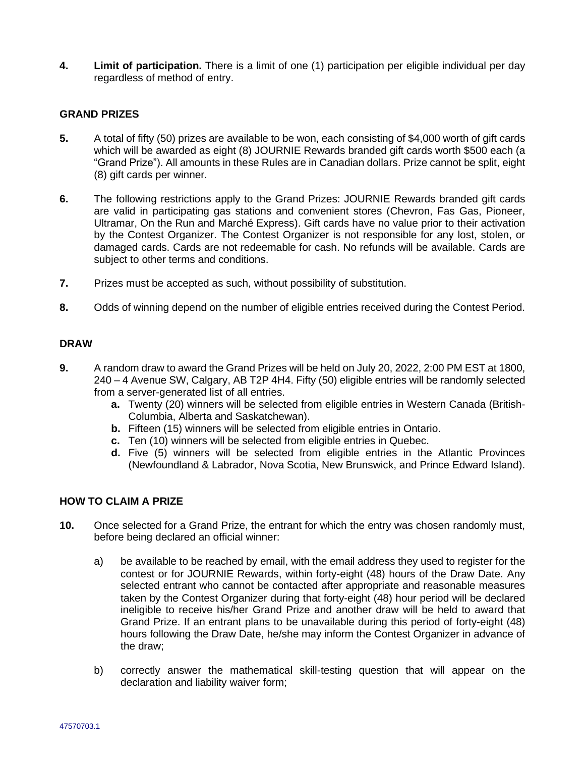**4.** **Limit of participation.** There is a limit of one (1) participation per eligible individual per day regardless of method of entry.

## GRAND PRIZES

**5.** A total of fifty (50) prizes are available to be won, each consisting of $4,000 worth of gift cards which will be awarded as eight (8) JOURNIE Rewards branded gift cards worth $500 each (a "Grand Prize"). All amounts in these Rules are in Canadian dollars. Prize cannot be split, eight (8) gift cards per winner.

**6.** The following restrictions apply to the Grand Prizes: JOURNIE Rewards branded gift cards are valid in participating gas stations and convenient stores (Chevron, Fas Gas, Pioneer, Ultramar, On the Run and Marché Express). Gift cards have no value prior to their activation by the Contest Organizer. The Contest Organizer is not responsible for any lost, stolen, or damaged cards. Cards are not redeemable for cash. No refunds will be available. Cards are subject to other terms and conditions.

**7.** Prizes must be accepted as such, without possibility of substitution.

**8.** Odds of winning depend on the number of eligible entries received during the Contest Period.

## DRAW

**9.** A random draw to award the Grand Prizes will be held on July 20, 2022, 2:00 PM EST at 1800, 240 – 4 Avenue SW, Calgary, AB T2P 4H4. Fifty (50) eligible entries will be randomly selected from a server-generated list of all entries.

- **a.** Twenty (20) winners will be selected from eligible entries in Western Canada (British-Columbia, Alberta and Saskatchewan).
- **b.** Fifteen (15) winners will be selected from eligible entries in Ontario.
- **c.** Ten (10) winners will be selected from eligible entries in Quebec.
- **d.** Five (5) winners will be selected from eligible entries in the Atlantic Provinces (Newfoundland & Labrador, Nova Scotia, New Brunswick, and Prince Edward Island).

## HOW TO CLAIM A PRIZE

**10.** Once selected for a Grand Prize, the entrant for which the entry was chosen randomly must, before being declared an official winner:

a) be available to be reached by email, with the email address they used to register for the contest or for JOURNIE Rewards, within forty-eight (48) hours of the Draw Date. Any selected entrant who cannot be contacted after appropriate and reasonable measures taken by the Contest Organizer during that forty-eight (48) hour period will be declared ineligible to receive his/her Grand Prize and another draw will be held to award that Grand Prize. If an entrant plans to be unavailable during this period of forty-eight (48) hours following the Draw Date, he/she may inform the Contest Organizer in advance of the draw;

b) correctly answer the mathematical skill-testing question that will appear on the declaration and liability waiver form;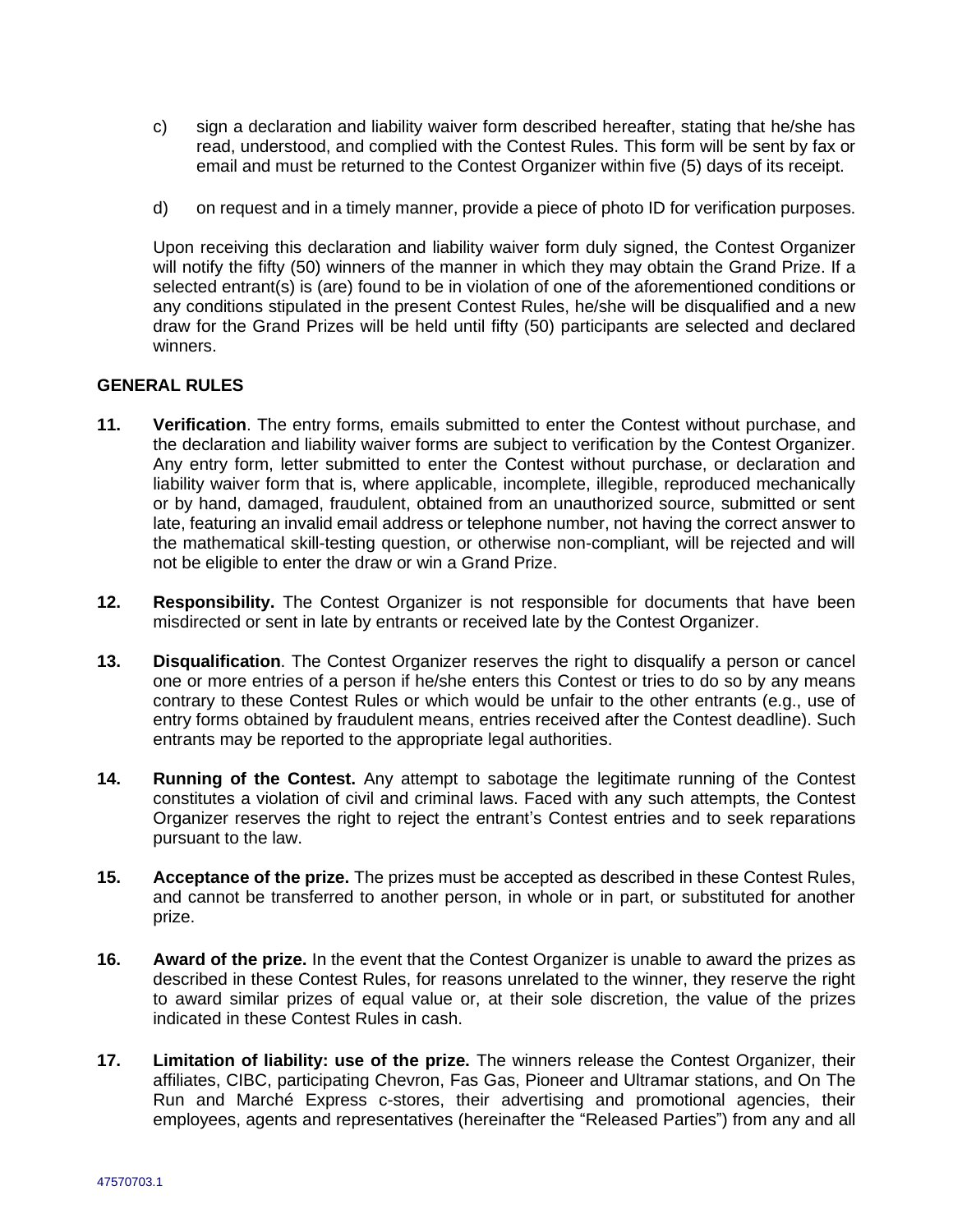c) sign a declaration and liability waiver form described hereafter, stating that he/she has read, understood, and complied with the Contest Rules. This form will be sent by fax or email and must be returned to the Contest Organizer within five (5) days of its receipt.

d) on request and in a timely manner, provide a piece of photo ID for verification purposes.

Upon receiving this declaration and liability waiver form duly signed, the Contest Organizer will notify the fifty (50) winners of the manner in which they may obtain the Grand Prize. If a selected entrant(s) is (are) found to be in violation of one of the aforementioned conditions or any conditions stipulated in the present Contest Rules, he/she will be disqualified and a new draw for the Grand Prizes will be held until fifty (50) participants are selected and declared winners.

**GENERAL RULES**

**11. Verification**. The entry forms, emails submitted to enter the Contest without purchase, and the declaration and liability waiver forms are subject to verification by the Contest Organizer. Any entry form, letter submitted to enter the Contest without purchase, or declaration and liability waiver form that is, where applicable, incomplete, illegible, reproduced mechanically or by hand, damaged, fraudulent, obtained from an unauthorized source, submitted or sent late, featuring an invalid email address or telephone number, not having the correct answer to the mathematical skill-testing question, or otherwise non-compliant, will be rejected and will not be eligible to enter the draw or win a Grand Prize.

**12. Responsibility.** The Contest Organizer is not responsible for documents that have been misdirected or sent in late by entrants or received late by the Contest Organizer.

**13. Disqualification**. The Contest Organizer reserves the right to disqualify a person or cancel one or more entries of a person if he/she enters this Contest or tries to do so by any means contrary to these Contest Rules or which would be unfair to the other entrants (e.g., use of entry forms obtained by fraudulent means, entries received after the Contest deadline). Such entrants may be reported to the appropriate legal authorities.

**14. Running of the Contest.** Any attempt to sabotage the legitimate running of the Contest constitutes a violation of civil and criminal laws. Faced with any such attempts, the Contest Organizer reserves the right to reject the entrant's Contest entries and to seek reparations pursuant to the law.

**15. Acceptance of the prize.** The prizes must be accepted as described in these Contest Rules, and cannot be transferred to another person, in whole or in part, or substituted for another prize.

**16. Award of the prize.** In the event that the Contest Organizer is unable to award the prizes as described in these Contest Rules, for reasons unrelated to the winner, they reserve the right to award similar prizes of equal value or, at their sole discretion, the value of the prizes indicated in these Contest Rules in cash.

**17. Limitation of liability: use of the prize.** The winners release the Contest Organizer, their affiliates, CIBC, participating Chevron, Fas Gas, Pioneer and Ultramar stations, and On The Run and Marché Express c-stores, their advertising and promotional agencies, their employees, agents and representatives (hereinafter the "Released Parties") from any and all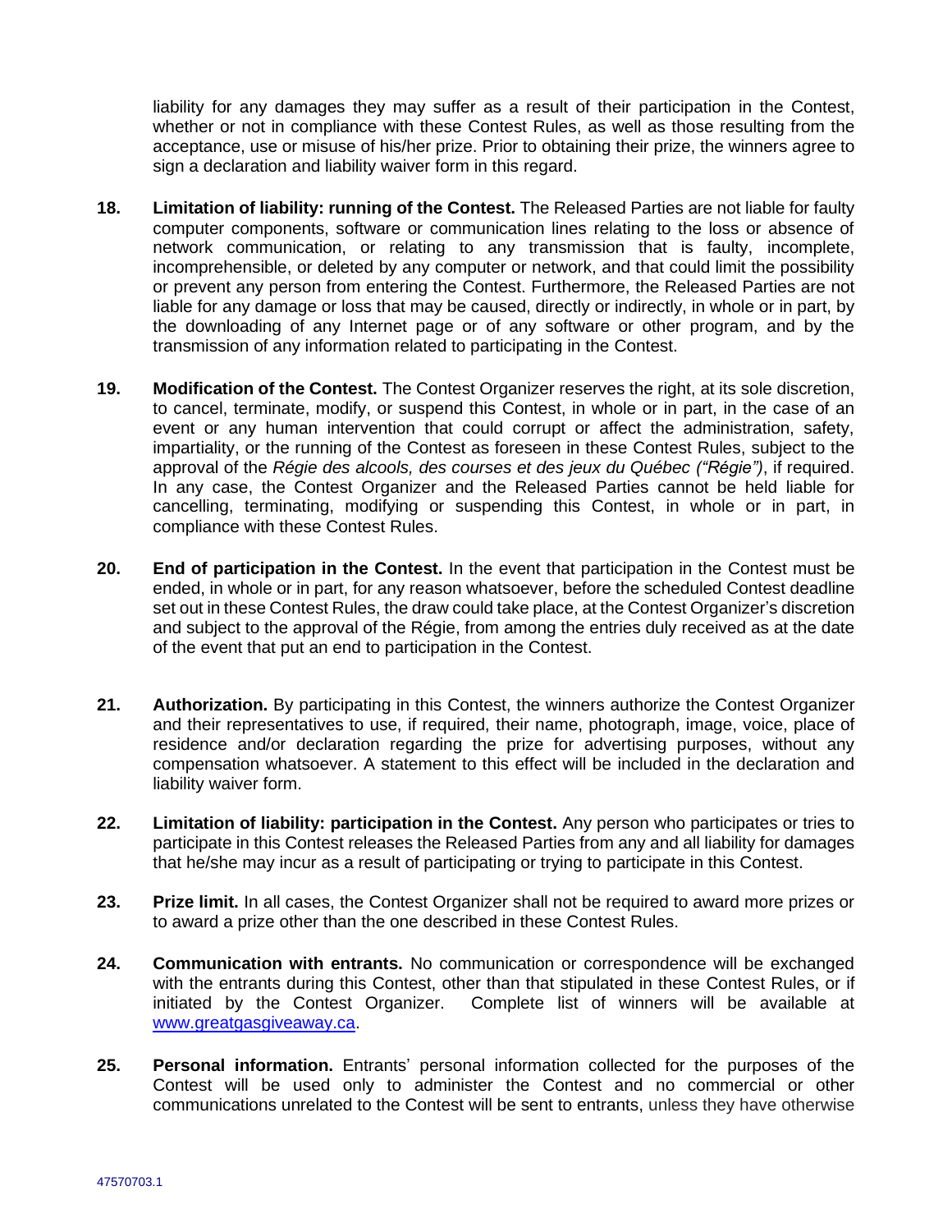liability for any damages they may suffer as a result of their participation in the Contest, whether or not in compliance with these Contest Rules, as well as those resulting from the acceptance, use or misuse of his/her prize. Prior to obtaining their prize, the winners agree to sign a declaration and liability waiver form in this regard.

18. **Limitation of liability: running of the Contest.** The Released Parties are not liable for faulty computer components, software or communication lines relating to the loss or absence of network communication, or relating to any transmission that is faulty, incomplete, incomprehensible, or deleted by any computer or network, and that could limit the possibility or prevent any person from entering the Contest. Furthermore, the Released Parties are not liable for any damage or loss that may be caused, directly or indirectly, in whole or in part, by the downloading of any Internet page or of any software or other program, and by the transmission of any information related to participating in the Contest.

19. **Modification of the Contest.** The Contest Organizer reserves the right, at its sole discretion, to cancel, terminate, modify, or suspend this Contest, in whole or in part, in the case of an event or any human intervention that could corrupt or affect the administration, safety, impartiality, or the running of the Contest as foreseen in these Contest Rules, subject to the approval of the *Régie des alcools, des courses et des jeux du Québec ("Régie")*, if required. In any case, the Contest Organizer and the Released Parties cannot be held liable for cancelling, terminating, modifying or suspending this Contest, in whole or in part, in compliance with these Contest Rules.

20. **End of participation in the Contest.** In the event that participation in the Contest must be ended, in whole or in part, for any reason whatsoever, before the scheduled Contest deadline set out in these Contest Rules, the draw could take place, at the Contest Organizer's discretion and subject to the approval of the Régie, from among the entries duly received as at the date of the event that put an end to participation in the Contest.

21. **Authorization.** By participating in this Contest, the winners authorize the Contest Organizer and their representatives to use, if required, their name, photograph, image, voice, place of residence and/or declaration regarding the prize for advertising purposes, without any compensation whatsoever. A statement to this effect will be included in the declaration and liability waiver form.

22. **Limitation of liability: participation in the Contest.** Any person who participates or tries to participate in this Contest releases the Released Parties from any and all liability for damages that he/she may incur as a result of participating or trying to participate in this Contest.

23. **Prize limit.** In all cases, the Contest Organizer shall not be required to award more prizes or to award a prize other than the one described in these Contest Rules.

24. **Communication with entrants.** No communication or correspondence will be exchanged with the entrants during this Contest, other than that stipulated in these Contest Rules, or if initiated by the Contest Organizer. Complete list of winners will be available at [www.greatgasgiveaway.ca](www.greatgasgiveaway.ca).

25. **Personal information.** Entrants' personal information collected for the purposes of the Contest will be used only to administer the Contest and no commercial or other communications unrelated to the Contest will be sent to entrants, unless they have otherwise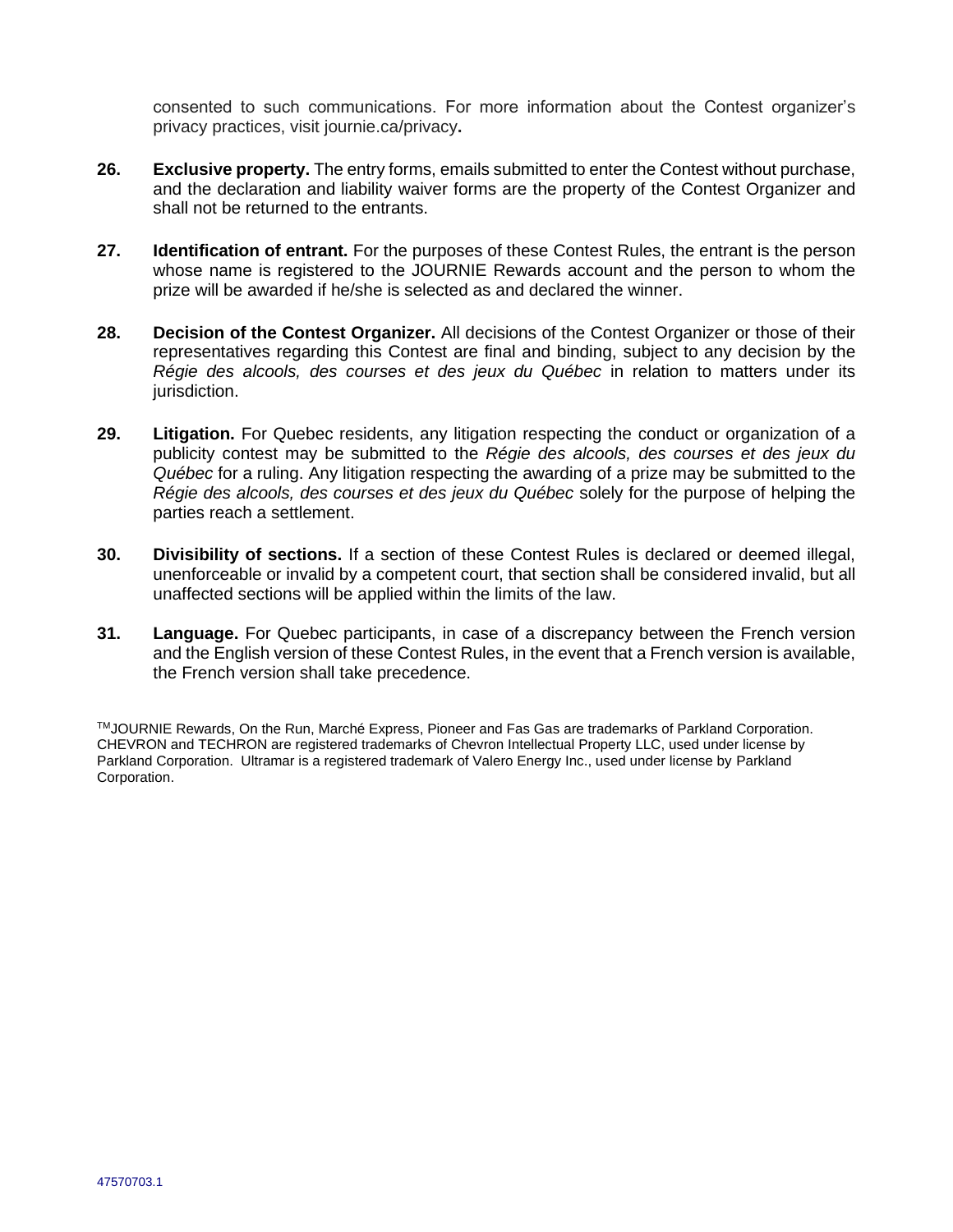consented to such communications. For more information about the Contest organizer's privacy practices, visit journie.ca/privacy**.**

**26. Exclusive property.** The entry forms, emails submitted to enter the Contest without purchase, and the declaration and liability waiver forms are the property of the Contest Organizer and shall not be returned to the entrants.

**27. Identification of entrant.** For the purposes of these Contest Rules, the entrant is the person whose name is registered to the JOURNIE Rewards account and the person to whom the prize will be awarded if he/she is selected as and declared the winner.

**28. Decision of the Contest Organizer.** All decisions of the Contest Organizer or those of their representatives regarding this Contest are final and binding, subject to any decision by the *Régie des alcools, des courses et des jeux du Québec* in relation to matters under its jurisdiction.

**29. Litigation.** For Quebec residents, any litigation respecting the conduct or organization of a publicity contest may be submitted to the *Régie des alcools, des courses et des jeux du Québec* for a ruling. Any litigation respecting the awarding of a prize may be submitted to the *Régie des alcools, des courses et des jeux du Québec* solely for the purpose of helping the parties reach a settlement.

**30. Divisibility of sections.** If a section of these Contest Rules is declared or deemed illegal, unenforceable or invalid by a competent court, that section shall be considered invalid, but all unaffected sections will be applied within the limits of the law.

**31. Language.** For Quebec participants, in case of a discrepancy between the French version and the English version of these Contest Rules, in the event that a French version is available, the French version shall take precedence.

TM JOURNIE Rewards, On the Run, Marché Express, Pioneer and Fas Gas are trademarks of Parkland Corporation. CHEVRON and TECHRON are registered trademarks of Chevron Intellectual Property LLC, used under license by Parkland Corporation. Ultramar is a registered trademark of Valero Energy Inc., used under license by Parkland Corporation.

47570703.1